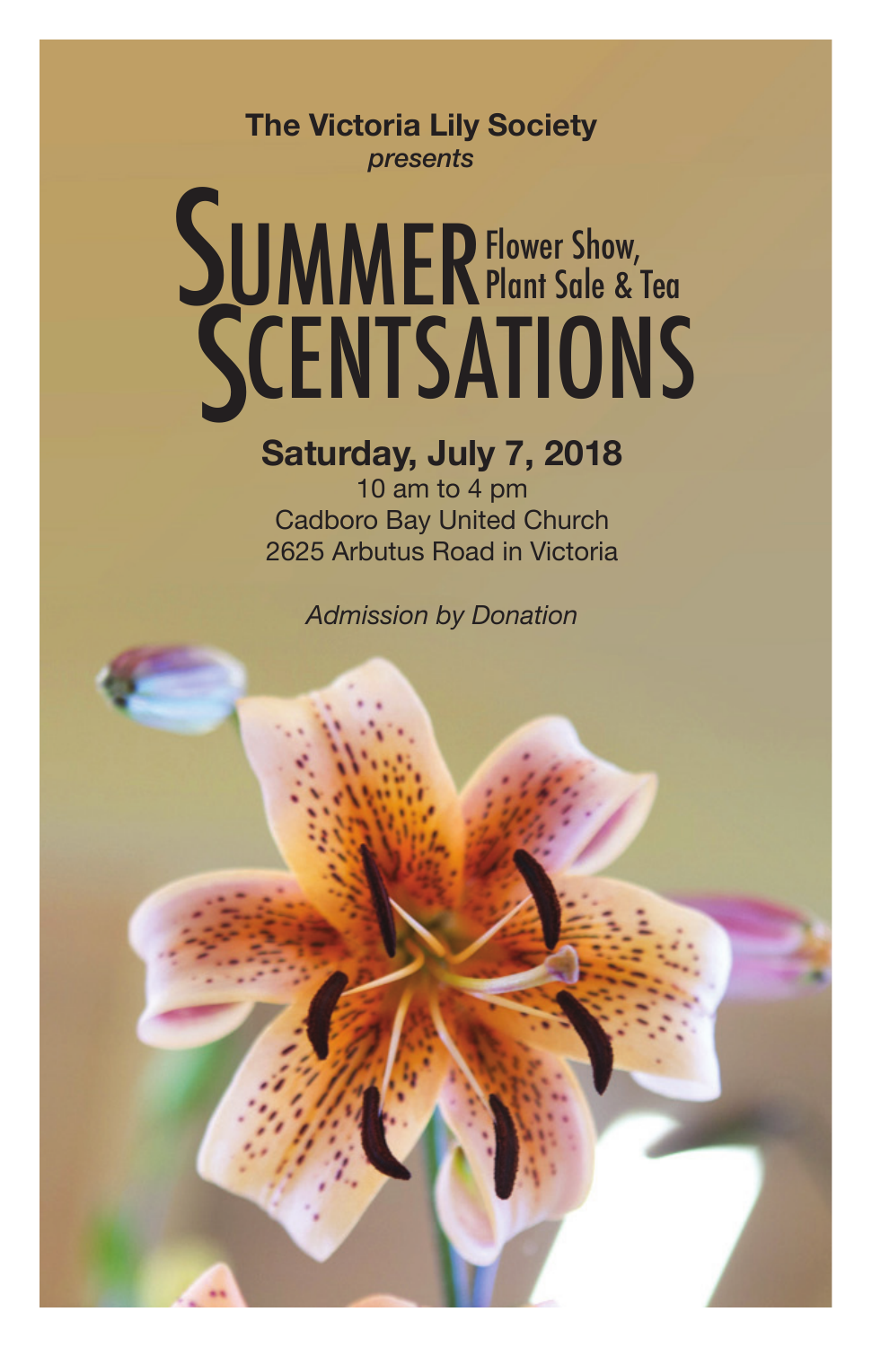**The Victoria Lily Society**
*presents*

# Summer Scentsations

## Flower Show, Plant Sale & Tea

**Saturday, July 7, 2018**

10 am to 4 pm
Cadboro Bay United Church
2625 Arbutus Road in Victoria

*Admission by Donation*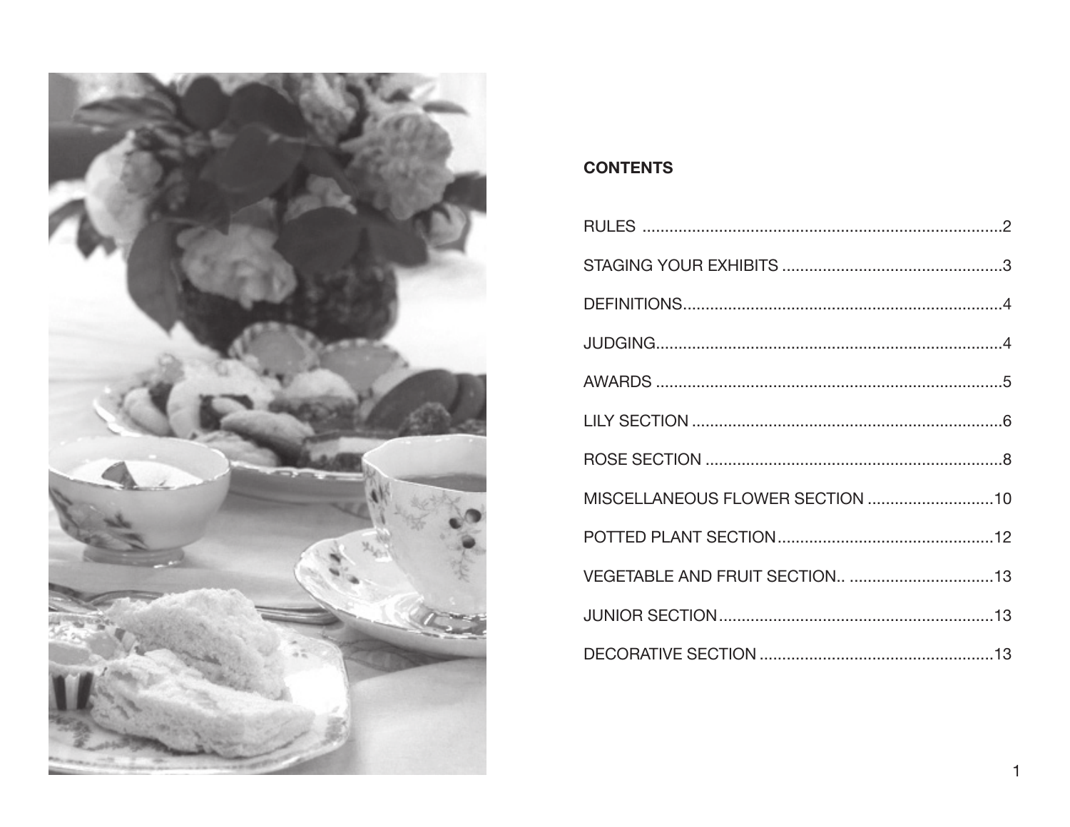**CONTENTS**

| | |
|---|---|
| RULES | 2 |
| STAGING YOUR EXHIBITS | 3 |
| DEFINITIONS | 4 |
| JUDGING | 4 |
| AWARDS | 5 |
| LILY SECTION | 6 |
| ROSE SECTION | 8 |
| MISCELLANEOUS FLOWER SECTION | 10 |
| POTTED PLANT SECTION | 12 |
| VEGETABLE AND FRUIT SECTION | 13 |
| JUNIOR SECTION | 13 |
| DECORATIVE SECTION | 13 |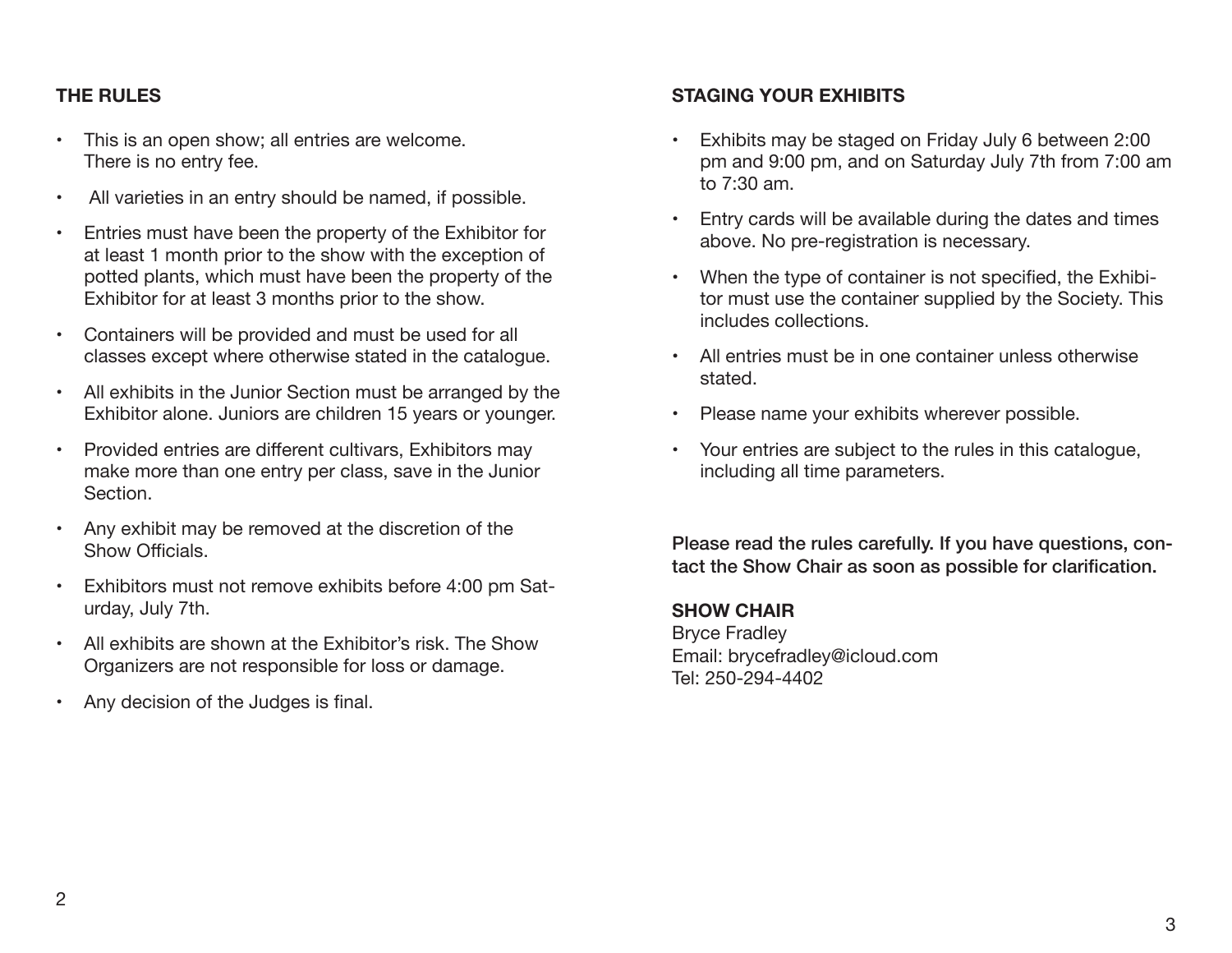## THE RULES

- This is an open show; all entries are welcome. There is no entry fee.
- All varieties in an entry should be named, if possible.
- Entries must have been the property of the Exhibitor for at least 1 month prior to the show with the exception of potted plants, which must have been the property of the Exhibitor for at least 3 months prior to the show.
- Containers will be provided and must be used for all classes except where otherwise stated in the catalogue.
- All exhibits in the Junior Section must be arranged by the Exhibitor alone. Juniors are children 15 years or younger.
- Provided entries are different cultivars, Exhibitors may make more than one entry per class, save in the Junior Section.
- Any exhibit may be removed at the discretion of the Show Officials.
- Exhibitors must not remove exhibits before 4:00 pm Saturday, July 7th.
- All exhibits are shown at the Exhibitor's risk. The Show Organizers are not responsible for loss or damage.
- Any decision of the Judges is final.

## STAGING YOUR EXHIBITS

- Exhibits may be staged on Friday July 6 between 2:00 pm and 9:00 pm, and on Saturday July 7th from 7:00 am to 7:30 am.
- Entry cards will be available during the dates and times above. No pre-registration is necessary.
- When the type of container is not specified, the Exhibitor must use the container supplied by the Society. This includes collections.
- All entries must be in one container unless otherwise stated.
- Please name your exhibits wherever possible.
- Your entries are subject to the rules in this catalogue, including all time parameters.

**Please read the rules carefully. If you have questions, contact the Show Chair as soon as possible for clarification.**

**SHOW CHAIR**
Bryce Fradley
Email: brycefradley@icloud.com
Tel: 250-294-4402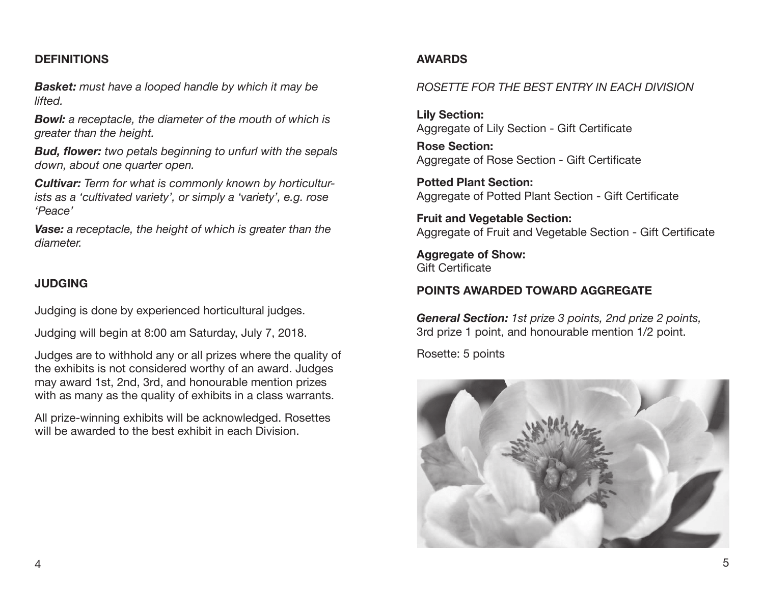## DEFINITIONS

***Basket:*** *must have a looped handle by which it may be lifted.*

***Bowl:*** *a receptacle, the diameter of the mouth of which is greater than the height.*

***Bud, flower:*** *two petals beginning to unfurl with the sepals down, about one quarter open.*

***Cultivar:*** *Term for what is commonly known by horticulturists as a 'cultivated variety', or simply a 'variety', e.g. rose 'Peace'*

***Vase:*** *a receptacle, the height of which is greater than the diameter.*

## JUDGING

Judging is done by experienced horticultural judges.

Judging will begin at 8:00 am Saturday, July 7, 2018.

Judges are to withhold any or all prizes where the quality of the exhibits is not considered worthy of an award. Judges may award 1st, 2nd, 3rd, and honourable mention prizes with as many as the quality of exhibits in a class warrants.

All prize-winning exhibits will be acknowledged. Rosettes will be awarded to the best exhibit in each Division.

## AWARDS

*ROSETTE FOR THE BEST ENTRY IN EACH DIVISION*

**Lily Section:**
Aggregate of Lily Section - Gift Certificate

**Rose Section:**
Aggregate of Rose Section - Gift Certificate

**Potted Plant Section:**
Aggregate of Potted Plant Section - Gift Certificate

**Fruit and Vegetable Section:**
Aggregate of Fruit and Vegetable Section - Gift Certificate

**Aggregate of Show:**
Gift Certificate

## POINTS AWARDED TOWARD AGGREGATE

***General Section:*** *1st prize 3 points, 2nd prize 2 points,* 3rd prize 1 point, and honourable mention 1/2 point.

Rosette: 5 points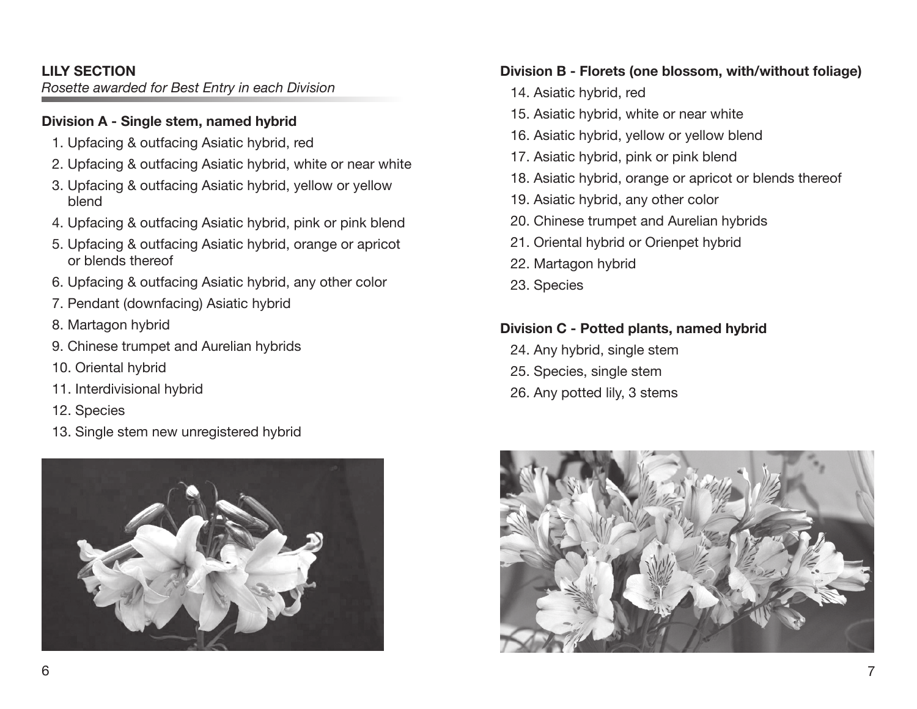## LILY SECTION

*Rosette awarded for Best Entry in each Division*

### Division A - Single stem, named hybrid

1. Upfacing & outfacing Asiatic hybrid, red
2. Upfacing & outfacing Asiatic hybrid, white or near white
3. Upfacing & outfacing Asiatic hybrid, yellow or yellow blend
4. Upfacing & outfacing Asiatic hybrid, pink or pink blend
5. Upfacing & outfacing Asiatic hybrid, orange or apricot or blends thereof
6. Upfacing & outfacing Asiatic hybrid, any other color
7. Pendant (downfacing) Asiatic hybrid
8. Martagon hybrid
9. Chinese trumpet and Aurelian hybrids
10. Oriental hybrid
11. Interdivisional hybrid
12. Species
13. Single stem new unregistered hybrid

### Division B - Florets (one blossom, with/without foliage)

14. Asiatic hybrid, red
15. Asiatic hybrid, white or near white
16. Asiatic hybrid, yellow or yellow blend
17. Asiatic hybrid, pink or pink blend
18. Asiatic hybrid, orange or apricot or blends thereof
19. Asiatic hybrid, any other color
20. Chinese trumpet and Aurelian hybrids
21. Oriental hybrid or Orienpet hybrid
22. Martagon hybrid
23. Species

### Division C - Potted plants, named hybrid

24. Any hybrid, single stem
25. Species, single stem
26. Any potted lily, 3 stems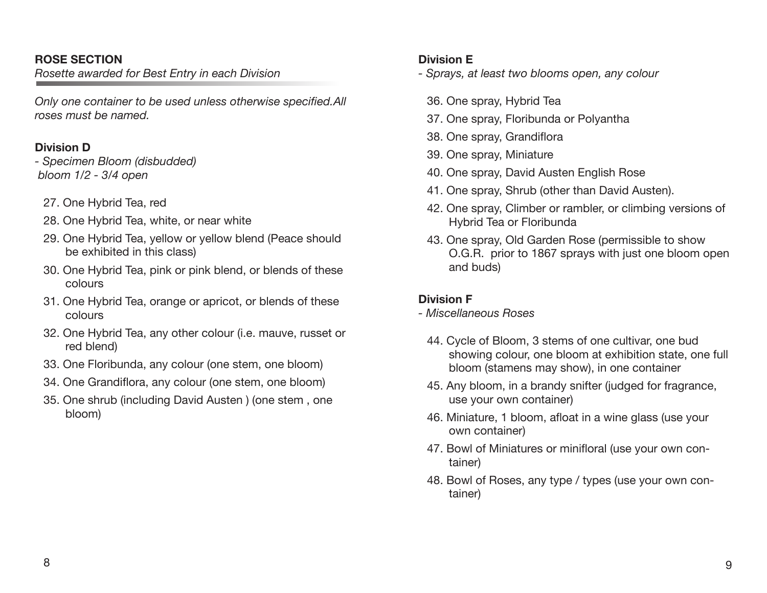## ROSE SECTION

*Rosette awarded for Best Entry in each Division*

*Only one container to be used unless otherwise specified.All roses must be named.*

### Division D

*- Specimen Bloom (disbudded)*
*bloom 1/2 - 3/4 open*

27. One Hybrid Tea, red
28. One Hybrid Tea, white, or near white
29. One Hybrid Tea, yellow or yellow blend (Peace should be exhibited in this class)
30. One Hybrid Tea, pink or pink blend, or blends of these colours
31. One Hybrid Tea, orange or apricot, or blends of these colours
32. One Hybrid Tea, any other colour (i.e. mauve, russet or red blend)
33. One Floribunda, any colour (one stem, one bloom)
34. One Grandiflora, any colour (one stem, one bloom)
35. One shrub (including David Austen ) (one stem , one bloom)

### Division E

*- Sprays, at least two blooms open, any colour*

36. One spray, Hybrid Tea
37. One spray, Floribunda or Polyantha
38. One spray, Grandiflora
39. One spray, Miniature
40. One spray, David Austen English Rose
41. One spray, Shrub (other than David Austen).
42. One spray, Climber or rambler, or climbing versions of Hybrid Tea or Floribunda
43. One spray, Old Garden Rose (permissible to show O.G.R. prior to 1867 sprays with just one bloom open and buds)

### Division F

*- Miscellaneous Roses*

44. Cycle of Bloom, 3 stems of one cultivar, one bud showing colour, one bloom at exhibition state, one full bloom (stamens may show), in one container
45. Any bloom, in a brandy snifter (judged for fragrance, use your own container)
46. Miniature, 1 bloom, afloat in a wine glass (use your own container)
47. Bowl of Miniatures or minifloral (use your own container)
48. Bowl of Roses, any type / types (use your own container)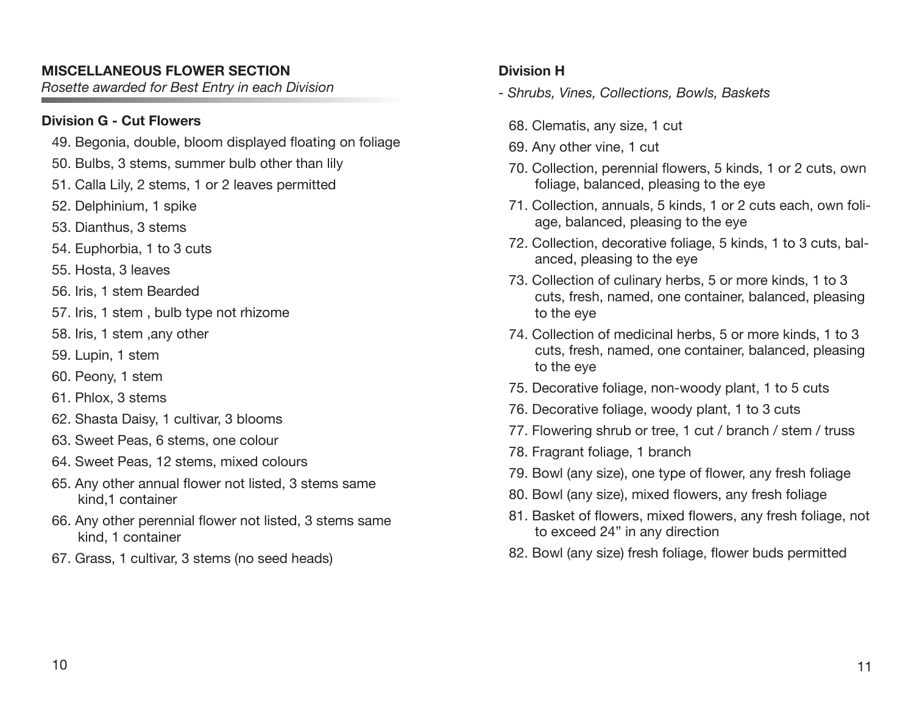## MISCELLANEOUS FLOWER SECTION

*Rosette awarded for Best Entry in each Division*

### Division G - Cut Flowers

49. Begonia, double, bloom displayed floating on foliage
50. Bulbs, 3 stems, summer bulb other than lily
51. Calla Lily, 2 stems, 1 or 2 leaves permitted
52. Delphinium, 1 spike
53. Dianthus, 3 stems
54. Euphorbia, 1 to 3 cuts
55. Hosta, 3 leaves
56. Iris, 1 stem Bearded
57. Iris, 1 stem , bulb type not rhizome
58. Iris, 1 stem ,any other
59. Lupin, 1 stem
60. Peony, 1 stem
61. Phlox, 3 stems
62. Shasta Daisy, 1 cultivar, 3 blooms
63. Sweet Peas, 6 stems, one colour
64. Sweet Peas, 12 stems, mixed colours
65. Any other annual flower not listed, 3 stems same kind,1 container
66. Any other perennial flower not listed, 3 stems same kind, 1 container
67. Grass, 1 cultivar, 3 stems (no seed heads)

### Division H

*- Shrubs, Vines, Collections, Bowls, Baskets*

68. Clematis, any size, 1 cut
69. Any other vine, 1 cut
70. Collection, perennial flowers, 5 kinds, 1 or 2 cuts, own foliage, balanced, pleasing to the eye
71. Collection, annuals, 5 kinds, 1 or 2 cuts each, own foliage, balanced, pleasing to the eye
72. Collection, decorative foliage, 5 kinds, 1 to 3 cuts, balanced, pleasing to the eye
73. Collection of culinary herbs, 5 or more kinds, 1 to 3 cuts, fresh, named, one container, balanced, pleasing to the eye
74. Collection of medicinal herbs, 5 or more kinds, 1 to 3 cuts, fresh, named, one container, balanced, pleasing to the eye
75. Decorative foliage, non-woody plant, 1 to 5 cuts
76. Decorative foliage, woody plant, 1 to 3 cuts
77. Flowering shrub or tree, 1 cut / branch / stem / truss
78. Fragrant foliage, 1 branch
79. Bowl (any size), one type of flower, any fresh foliage
80. Bowl (any size), mixed flowers, any fresh foliage
81. Basket of flowers, mixed flowers, any fresh foliage, not to exceed 24” in any direction
82. Bowl (any size) fresh foliage, flower buds permitted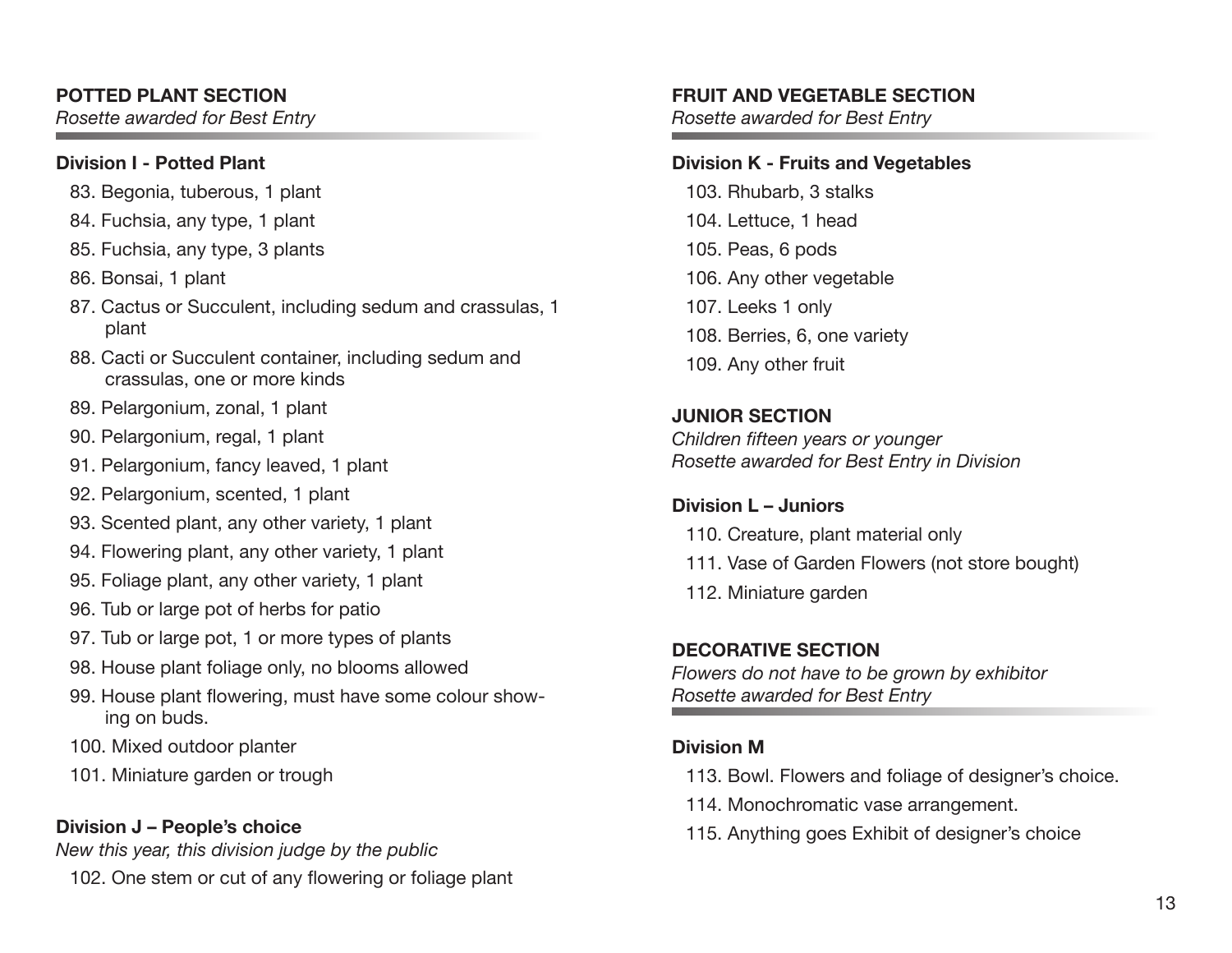## POTTED PLANT SECTION

*Rosette awarded for Best Entry*

### Division I - Potted Plant

83. Begonia, tuberous, 1 plant
84. Fuchsia, any type, 1 plant
85. Fuchsia, any type, 3 plants
86. Bonsai, 1 plant
87. Cactus or Succulent, including sedum and crassulas, 1 plant
88. Cacti or Succulent container, including sedum and crassulas, one or more kinds
89. Pelargonium, zonal, 1 plant
90. Pelargonium, regal, 1 plant
91. Pelargonium, fancy leaved, 1 plant
92. Pelargonium, scented, 1 plant
93. Scented plant, any other variety, 1 plant
94. Flowering plant, any other variety, 1 plant
95. Foliage plant, any other variety, 1 plant
96. Tub or large pot of herbs for patio
97. Tub or large pot, 1 or more types of plants
98. House plant foliage only, no blooms allowed
99. House plant flowering, must have some colour showing on buds.
100. Mixed outdoor planter
101. Miniature garden or trough

### Division J – People's choice

*New this year, this division judge by the public*

102. One stem or cut of any flowering or foliage plant

## FRUIT AND VEGETABLE SECTION

*Rosette awarded for Best Entry*

### Division K - Fruits and Vegetables

103. Rhubarb, 3 stalks
104. Lettuce, 1 head
105. Peas, 6 pods
106. Any other vegetable
107. Leeks 1 only
108. Berries, 6, one variety
109. Any other fruit

## JUNIOR SECTION

*Children fifteen years or younger*
*Rosette awarded for Best Entry in Division*

### Division L – Juniors

110. Creature, plant material only
111. Vase of Garden Flowers (not store bought)
112. Miniature garden

## DECORATIVE SECTION

*Flowers do not have to be grown by exhibitor*
*Rosette awarded for Best Entry*

### Division M

113. Bowl. Flowers and foliage of designer's choice.
114. Monochromatic vase arrangement.
115. Anything goes Exhibit of designer's choice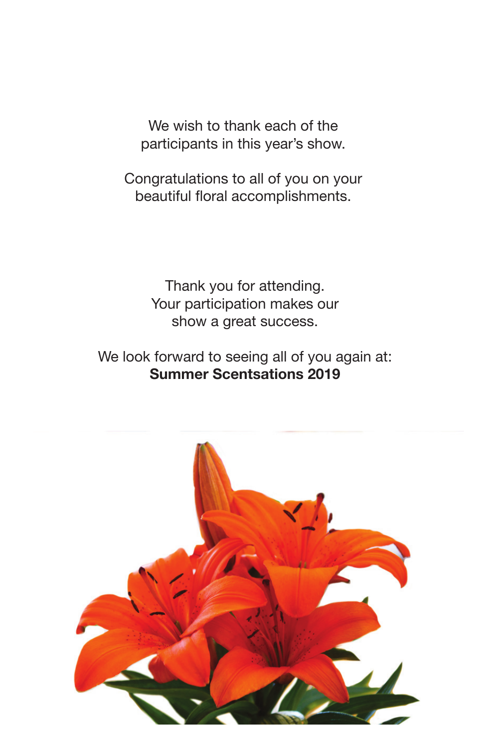We wish to thank each of the participants in this year's show.

Congratulations to all of you on your beautiful floral accomplishments.

Thank you for attending. Your participation makes our show a great success.

We look forward to seeing all of you again at:
**Summer Scentsations 2019**